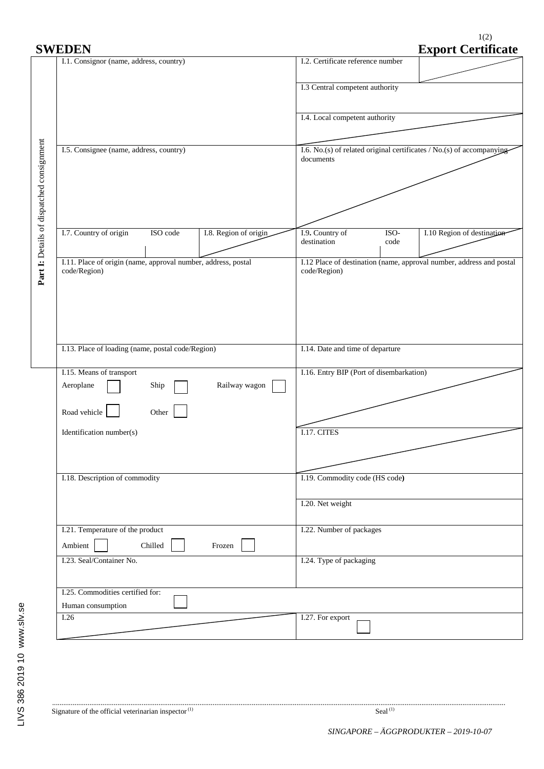# SWEDEN

## Export Certificate

**Part I: Details of dispatched consignment**

| | |
|---|---|
| I.1. Consignor (name, address, country) | I.2. Certificate reference number |
| | I.3 Central competent authority |
| | I.4. Local competent authority |
| I.5. Consignee (name, address, country) | I.6. No.(s) of related original certificates / No.(s) of accompanying documents |
| I.7. Country of origin — ISO code — I.8. Region of origin | I.9. Country of destination — ISO-code — I.10 Region of destination |
| I.11. Place of origin (name, approval number, address, postal code/Region) | I.12 Place of destination (name, approval number, address and postal code/Region) |
| I.13. Place of loading (name, postal code/Region) | I.14. Date and time of departure |
| I.15. Means of transport<br>Aeroplane ☐ Ship ☐ Railway wagon ☐<br>Road vehicle ☐ Other ☐<br>Identification number(s) | I.16. Entry BIP (Port of disembarkation) |
| | I.17. CITES |
| I.18. Description of commodity | I.19. Commodity code (HS code) |
| | I.20. Net weight |
| I.21. Temperature of the product<br>Ambient ☐ Chilled ☐ Frozen ☐ | I.22. Number of packages |
| I.23. Seal/Container No. | I.24. Type of packaging |
| I.25. Commodities certified for:<br>Human consumption ☐ | |
| I.26 | I.27. For export ☐ |

.......................................................................................................................................................

Signature of the official veterinarian inspector (1) Seal (1)

*SINGAPORE – ÄGGPRODUKTER – 2019-10-07*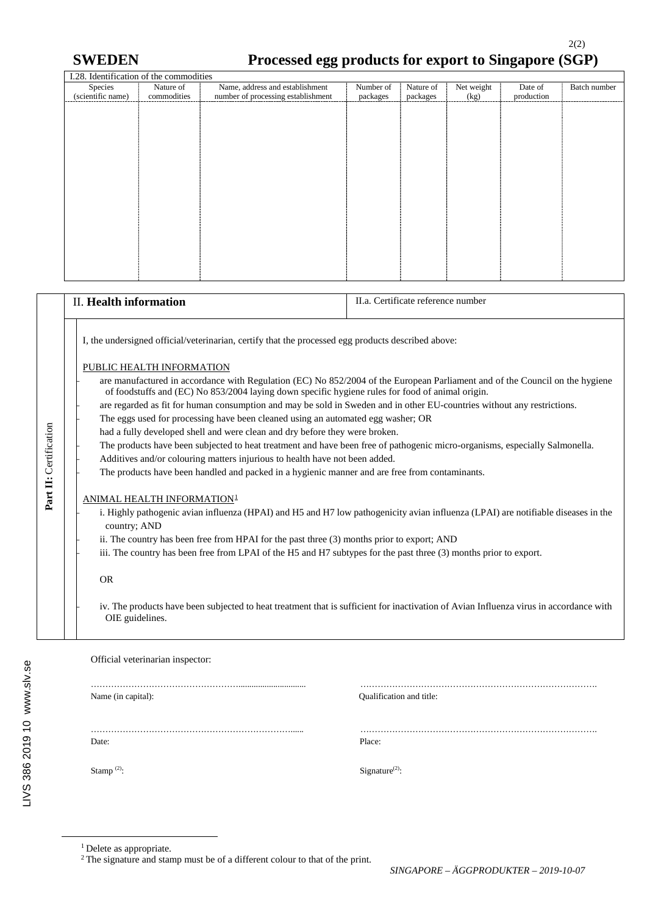**SWEDEN** **Processed egg products for export to Singapore (SGP)**

I.28. Identification of the commodities

| Species (scientific name) | Nature of commodities | Name, address and establishment number of processing establishment | Number of packages | Nature of packages | Net weight (kg) | Date of production | Batch number |
|---|---|---|---|---|---|---|---|
| | | | | | | | |

**Part II: Certification**

## II. Health information

II.a. Certificate reference number

I, the undersigned official/veterinarian, certify that the processed egg products described above:

PUBLIC HEALTH INFORMATION

- are manufactured in accordance with Regulation (EC) No 852/2004 of the European Parliament and of the Council on the hygiene of foodstuffs and (EC) No 853/2004 laying down specific hygiene rules for food of animal origin.
- are regarded as fit for human consumption and may be sold in Sweden and in other EU-countries without any restrictions.
- The eggs used for processing have been cleaned using an automated egg washer; OR had a fully developed shell and were clean and dry before they were broken.
- The products have been subjected to heat treatment and have been free of pathogenic micro-organisms, especially Salmonella.
- Additives and/or colouring matters injurious to health have not been added.
- The products have been handled and packed in a hygienic manner and are free from contaminants.

ANIMAL HEALTH INFORMATION[1]

- i. Highly pathogenic avian influenza (HPAI) and H5 and H7 low pathogenicity avian influenza (LPAI) are notifiable diseases in the country; AND
- ii. The country has been free from HPAI for the past three (3) months prior to export; AND
- iii. The country has been free from LPAI of the H5 and H7 subtypes for the past three (3) months prior to export.

OR

- iv. The products have been subjected to heat treatment that is sufficient for inactivation of Avian Influenza virus in accordance with OIE guidelines.

Official veterinarian inspector:

……………………………………………………… Name (in capital):

……………………………………………………… Qualification and title:

……………………………………………………… Date:

……………………………………………………… Place:

Stamp [2]:

Signature[2]:

LIVS 386 2019 10 www.slv.se

[1] Delete as appropriate.
[2] The signature and stamp must be of a different colour to that of the print.

*SINGAPORE – ÄGGPRODUKTER – 2019-10-07*